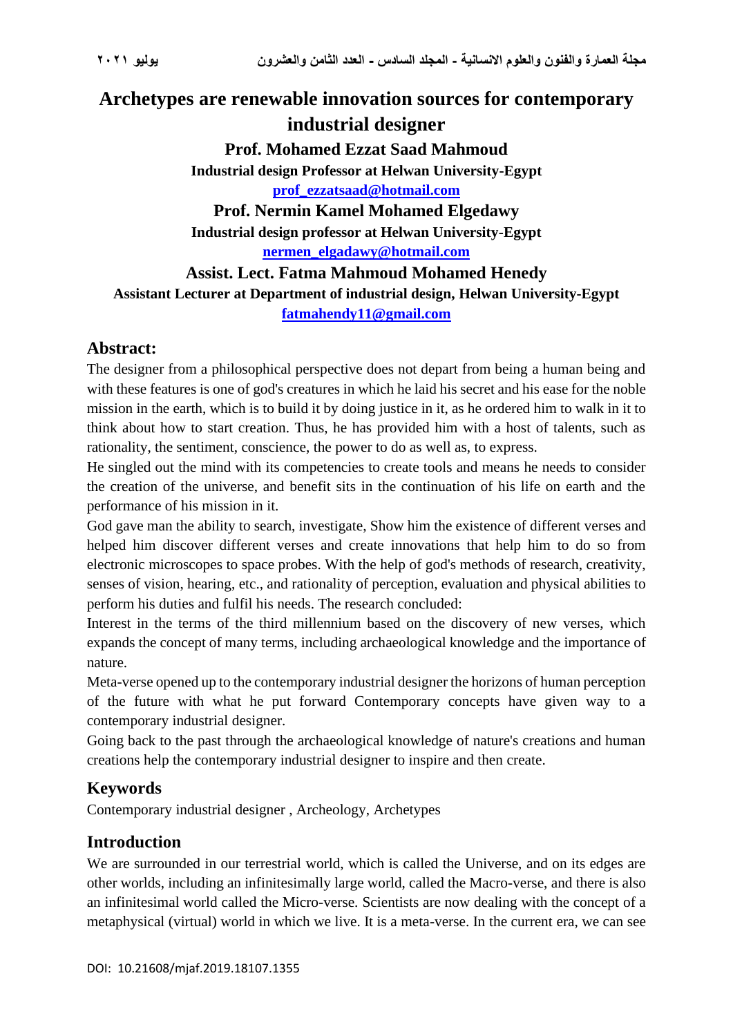# Archetypes are renewable innovation sources for contemporary industrial designer

**Prof. Mohamed Ezzat Saad Mahmoud**

**Industrial design Professor at Helwan University-Egypt**

**prof_ezzatsaad@hotmail.com**

**Prof. Nermin Kamel Mohamed Elgedawy**

**Industrial design professor at Helwan University-Egypt**

**nermen_elgadawy@hotmail.com**

**Assist. Lect. Fatma Mahmoud Mohamed Henedy**

**Assistant Lecturer at Department of industrial design, Helwan University-Egypt**

**fatmahendy11@gmail.com**

## Abstract:

The designer from a philosophical perspective does not depart from being a human being and with these features is one of god's creatures in which he laid his secret and his ease for the noble mission in the earth, which is to build it by doing justice in it, as he ordered him to walk in it to think about how to start creation. Thus, he has provided him with a host of talents, such as rationality, the sentiment, conscience, the power to do as well as, to express.

He singled out the mind with its competencies to create tools and means he needs to consider the creation of the universe, and benefit sits in the continuation of his life on earth and the performance of his mission in it.

God gave man the ability to search, investigate, Show him the existence of different verses and helped him discover different verses and create innovations that help him to do so from electronic microscopes to space probes. With the help of god's methods of research, creativity, senses of vision, hearing, etc., and rationality of perception, evaluation and physical abilities to perform his duties and fulfil his needs. The research concluded:

Interest in the terms of the third millennium based on the discovery of new verses, which expands the concept of many terms, including archaeological knowledge and the importance of nature.

Meta-verse opened up to the contemporary industrial designer the horizons of human perception of the future with what he put forward Contemporary concepts have given way to a contemporary industrial designer.

Going back to the past through the archaeological knowledge of nature's creations and human creations help the contemporary industrial designer to inspire and then create.

## Keywords

Contemporary industrial designer , Archeology, Archetypes

## Introduction

We are surrounded in our terrestrial world, which is called the Universe, and on its edges are other worlds, including an infinitesimally large world, called the Macro-verse, and there is also an infinitesimal world called the Micro-verse. Scientists are now dealing with the concept of a metaphysical (virtual) world in which we live. It is a meta-verse. In the current era, we can see

DOI: 10.21608/mjaf.2019.18107.1355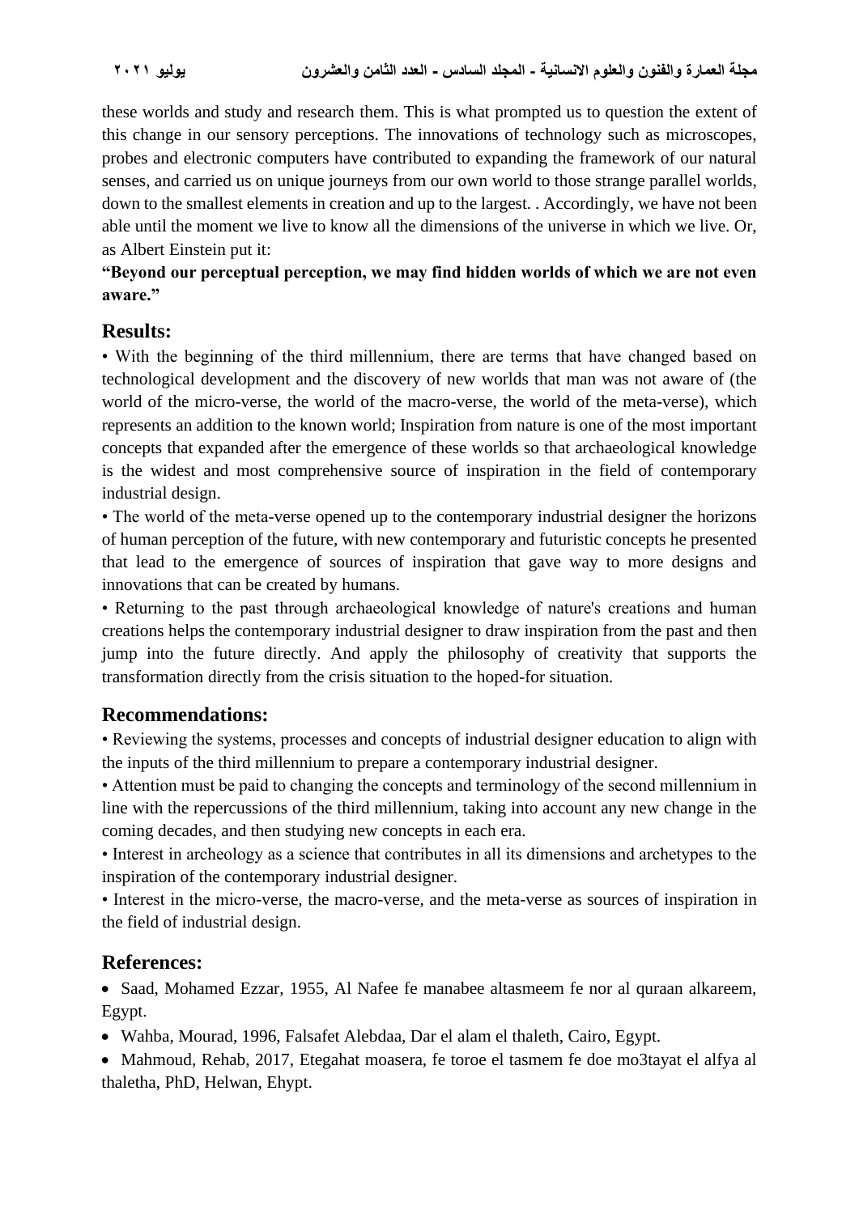these worlds and study and research them. This is what prompted us to question the extent of this change in our sensory perceptions. The innovations of technology such as microscopes, probes and electronic computers have contributed to expanding the framework of our natural senses, and carried us on unique journeys from our own world to those strange parallel worlds, down to the smallest elements in creation and up to the largest. . Accordingly, we have not been able until the moment we live to know all the dimensions of the universe in which we live. Or, as Albert Einstein put it:

**"Beyond our perceptual perception, we may find hidden worlds of which we are not even aware."**

## Results:

• With the beginning of the third millennium, there are terms that have changed based on technological development and the discovery of new worlds that man was not aware of (the world of the micro-verse, the world of the macro-verse, the world of the meta-verse), which represents an addition to the known world; Inspiration from nature is one of the most important concepts that expanded after the emergence of these worlds so that archaeological knowledge is the widest and most comprehensive source of inspiration in the field of contemporary industrial design.

• The world of the meta-verse opened up to the contemporary industrial designer the horizons of human perception of the future, with new contemporary and futuristic concepts he presented that lead to the emergence of sources of inspiration that gave way to more designs and innovations that can be created by humans.

• Returning to the past through archaeological knowledge of nature's creations and human creations helps the contemporary industrial designer to draw inspiration from the past and then jump into the future directly. And apply the philosophy of creativity that supports the transformation directly from the crisis situation to the hoped-for situation.

## Recommendations:

• Reviewing the systems, processes and concepts of industrial designer education to align with the inputs of the third millennium to prepare a contemporary industrial designer.

• Attention must be paid to changing the concepts and terminology of the second millennium in line with the repercussions of the third millennium, taking into account any new change in the coming decades, and then studying new concepts in each era.

• Interest in archeology as a science that contributes in all its dimensions and archetypes to the inspiration of the contemporary industrial designer.

• Interest in the micro-verse, the macro-verse, and the meta-verse as sources of inspiration in the field of industrial design.

## References:

- Saad, Mohamed Ezzar, 1955, Al Nafee fe manabee altasmeem fe nor al quraan alkareem, Egypt.
- Wahba, Mourad, 1996, Falsafet Alebdaa, Dar el alam el thaleth, Cairo, Egypt.
- Mahmoud, Rehab, 2017, Etegahat moasera, fe toroe el tasmem fe doe mo3tayat el alfya al thaletha, PhD, Helwan, Ehypt.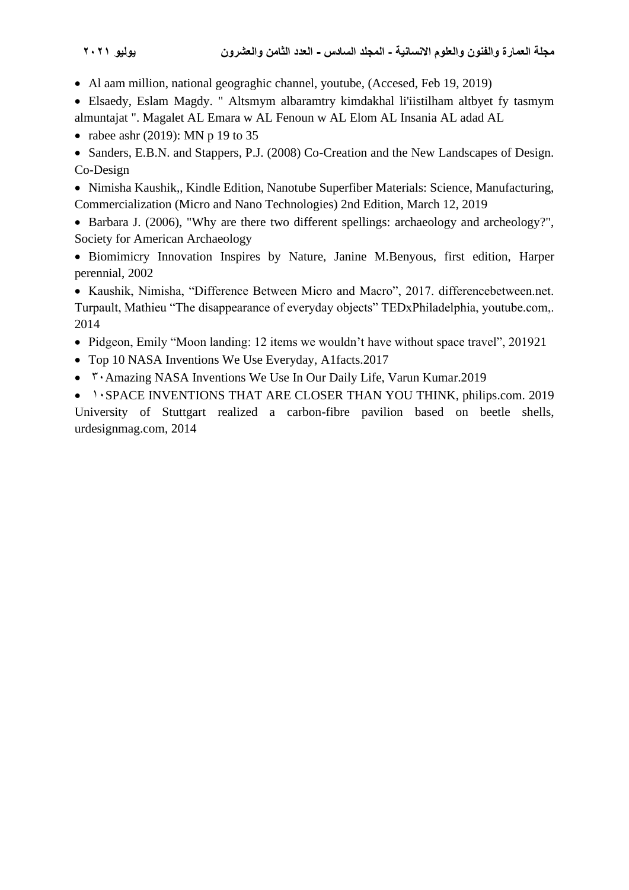- Al aam million, national geograghic channel, youtube, (Accesed, Feb 19, 2019)
- Elsaedy, Eslam Magdy. " Altsmym albaramtry kimdakhal li'iistilham altbyet fy tasmym almuntajat ". Magalet AL Emara w AL Fenoun w AL Elom AL Insania AL adad AL
- rabee ashr (2019): MN p 19 to 35
- Sanders, E.B.N. and Stappers, P.J. (2008) Co-Creation and the New Landscapes of Design. Co-Design
- Nimisha Kaushik,, Kindle Edition, Nanotube Superfiber Materials: Science, Manufacturing, Commercialization (Micro and Nano Technologies) 2nd Edition, March 12, 2019
- Barbara J. (2006), "Why are there two different spellings: archaeology and archeology?", Society for American Archaeology
- Biomimicry Innovation Inspires by Nature, Janine M.Benyous, first edition, Harper perennial, 2002
- Kaushik, Nimisha, “Difference Between Micro and Macro”, 2017. differencebetween.net. Turpault, Mathieu “The disappearance of everyday objects” TEDxPhiladelphia, youtube.com,. 2014
- Pidgeon, Emily “Moon landing: 12 items we wouldn’t have without space travel”, 201921
- Top 10 NASA Inventions We Use Everyday, A1facts.2017
- ٣٠Amazing NASA Inventions We Use In Our Daily Life, Varun Kumar.2019
- ١٠SPACE INVENTIONS THAT ARE CLOSER THAN YOU THINK, philips.com. 2019 University of Stuttgart realized a carbon-fibre pavilion based on beetle shells, urdesignmag.com, 2014